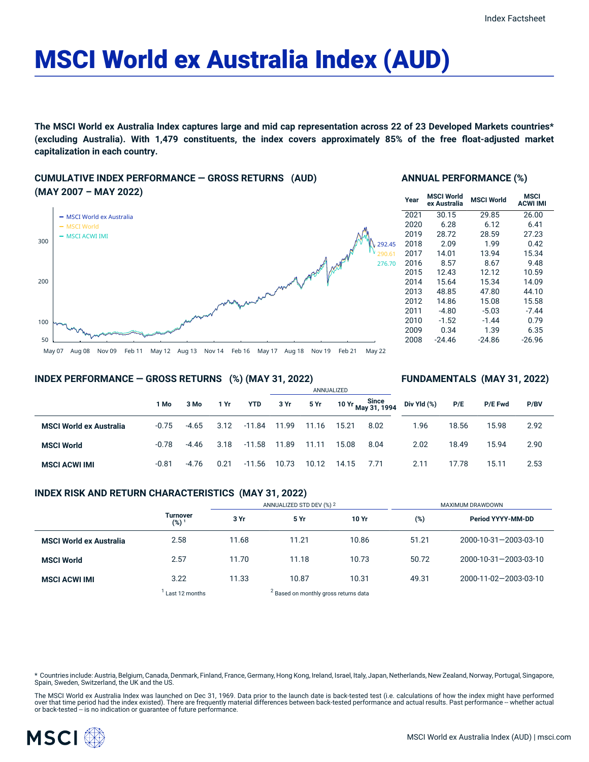# MSCI World ex Australia Index (AUD)

**The MSCI World ex Australia Index captures large and mid cap representation across 22 of 23 Developed Markets countries* (excluding Australia). With 1,479 constituents, the index covers approximately 85% of the free float-adjusted market capitalization in each country.**

## CUMULATIVE INDEX PERFORMANCE — GROSS RETURNS (AUD) (MAY 2007 – MAY 2022)

- MSCI World ex Australia: 292.45
- MSCI World: 290.61
- MSCI ACWI IMI: 276.70

## ANNUAL PERFORMANCE (%)

| Year | MSCI World ex Australia | MSCI World | MSCI ACWI IMI |
|---|---|---|---|
| 2021 | 30.15 | 29.85 | 26.00 |
| 2020 | 6.28 | 6.12 | 6.41 |
| 2019 | 28.72 | 28.59 | 27.23 |
| 2018 | 2.09 | 1.99 | 0.42 |
| 2017 | 14.01 | 13.94 | 15.34 |
| 2016 | 8.57 | 8.67 | 9.48 |
| 2015 | 12.43 | 12.12 | 10.59 |
| 2014 | 15.64 | 15.34 | 14.09 |
| 2013 | 48.85 | 47.80 | 44.10 |
| 2012 | 14.86 | 15.08 | 15.58 |
| 2011 | -4.80 | -5.03 | -7.44 |
| 2010 | -1.52 | -1.44 | 0.79 |
| 2009 | 0.34 | 1.39 | 6.35 |
| 2008 | -24.46 | -24.86 | -26.96 |

## INDEX PERFORMANCE — GROSS RETURNS (%) (MAY 31, 2022) / FUNDAMENTALS (MAY 31, 2022)

| | | | | | ANNUALIZED | | | | | | | |
|---|---|---|---|---|---|---|---|---|---|---|---|---|
| | 1 Mo | 3 Mo | 1 Yr | YTD | 3 Yr | 5 Yr | 10 Yr | Since May 31, 1994 | Div Yld (%) | P/E | P/E Fwd | P/BV |
| **MSCI World ex Australia** | -0.75 | -4.65 | 3.12 | -11.84 | 11.99 | 11.16 | 15.21 | 8.02 | 1.96 | 18.56 | 15.98 | 2.92 |
| **MSCI World** | -0.78 | -4.46 | 3.18 | -11.58 | 11.89 | 11.11 | 15.08 | 8.04 | 2.02 | 18.49 | 15.94 | 2.90 |
| **MSCI ACWI IMI** | -0.81 | -4.76 | 0.21 | -11.56 | 10.73 | 10.12 | 14.15 | 7.71 | 2.11 | 17.78 | 15.11 | 2.53 |

## INDEX RISK AND RETURN CHARACTERISTICS (MAY 31, 2022)

| | | ANNUALIZED STD DEV (%) [2] | | | MAXIMUM DRAWDOWN | |
|---|---|---|---|---|---|---|
| | Turnover (%) [1] | 3 Yr | 5 Yr | 10 Yr | (%) | Period YYYY-MM-DD |
| **MSCI World ex Australia** | 2.58 | 11.68 | 11.21 | 10.86 | 51.21 | 2000-10-31—2003-03-10 |
| **MSCI World** | 2.57 | 11.70 | 11.18 | 10.73 | 50.72 | 2000-10-31—2003-03-10 |
| **MSCI ACWI IMI** | 3.22 | 11.33 | 10.87 | 10.31 | 49.31 | 2000-11-02—2003-03-10 |

[1] Last 12 months

[2] Based on monthly gross returns data

* Countries include: Austria, Belgium, Canada, Denmark, Finland, France, Germany, Hong Kong, Ireland, Israel, Italy, Japan, Netherlands, New Zealand, Norway, Portugal, Singapore, Spain, Sweden, Switzerland, the UK and the US.

The MSCI World ex Australia Index was launched on Dec 31, 1969. Data prior to the launch date is back-tested test (i.e. calculations of how the index might have performed over that time period had the index existed). There are frequently material differences between back-tested performance and actual results. Past performance -- whether actual or back-tested -- is no indication or guarantee of future performance.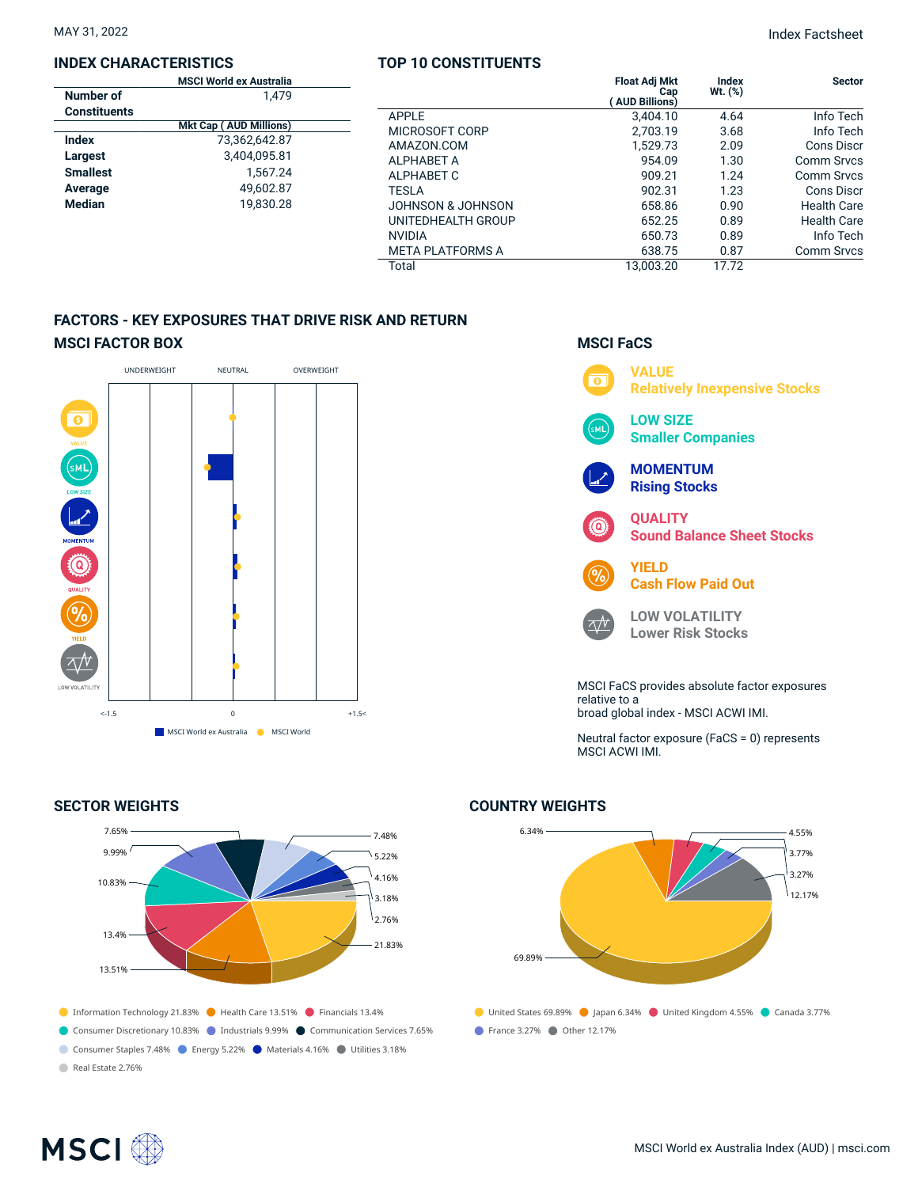MAY 31, 2022

## INDEX CHARACTERISTICS

| | MSCI World ex Australia |
|---|---|
| Number of Constituents | 1,479 |
| | Mkt Cap ( AUD Millions) |
| Index | 73,362,642.87 |
| Largest | 3,404,095.81 |
| Smallest | 1,567.24 |
| Average | 49,602.87 |
| Median | 19,830.28 |

## TOP 10 CONSTITUENTS

| | Float Adj Mkt Cap ( AUD Billions) | Index Wt. (%) | Sector |
|---|---|---|---|
| APPLE | 3,404.10 | 4.64 | Info Tech |
| MICROSOFT CORP | 2,703.19 | 3.68 | Info Tech |
| AMAZON.COM | 1,529.73 | 2.09 | Cons Discr |
| ALPHABET A | 954.09 | 1.30 | Comm Srvcs |
| ALPHABET C | 909.21 | 1.24 | Comm Srvcs |
| TESLA | 902.31 | 1.23 | Cons Discr |
| JOHNSON & JOHNSON | 658.86 | 0.90 | Health Care |
| UNITEDHEALTH GROUP | 652.25 | 0.89 | Health Care |
| NVIDIA | 650.73 | 0.89 | Info Tech |
| META PLATFORMS A | 638.75 | 0.87 | Comm Srvcs |
| Total | 13,003.20 | 17.72 | |

## FACTORS - KEY EXPOSURES THAT DRIVE RISK AND RETURN

### MSCI FACTOR BOX

UNDERWEIGHT | NEUTRAL | OVERWEIGHT

VALUE, LOW SIZE, MOMENTUM, QUALITY, YIELD, LOW VOLATILITY

<-1.5 | 0 | +1.5<

MSCI World ex Australia | MSCI World

### MSCI FaCS

**VALUE** Relatively Inexpensive Stocks

**LOW SIZE** Smaller Companies

**MOMENTUM** Rising Stocks

**QUALITY** Sound Balance Sheet Stocks

**YIELD** Cash Flow Paid Out

**LOW VOLATILITY** Lower Risk Stocks

MSCI FaCS provides absolute factor exposures relative to a broad global index - MSCI ACWI IMI.

Neutral factor exposure (FaCS = 0) represents MSCI ACWI IMI.

## SECTOR WEIGHTS

Information Technology 21.83%, Health Care 13.51%, Financials 13.4%, Consumer Discretionary 10.83%, Industrials 9.99%, Communication Services 7.65%, Consumer Staples 7.48%, Energy 5.22%, Materials 4.16%, Utilities 3.18%, Real Estate 2.76%

## COUNTRY WEIGHTS

United States 69.89%, Japan 6.34%, United Kingdom 4.55%, Canada 3.77%, France 3.27%, Other 12.17%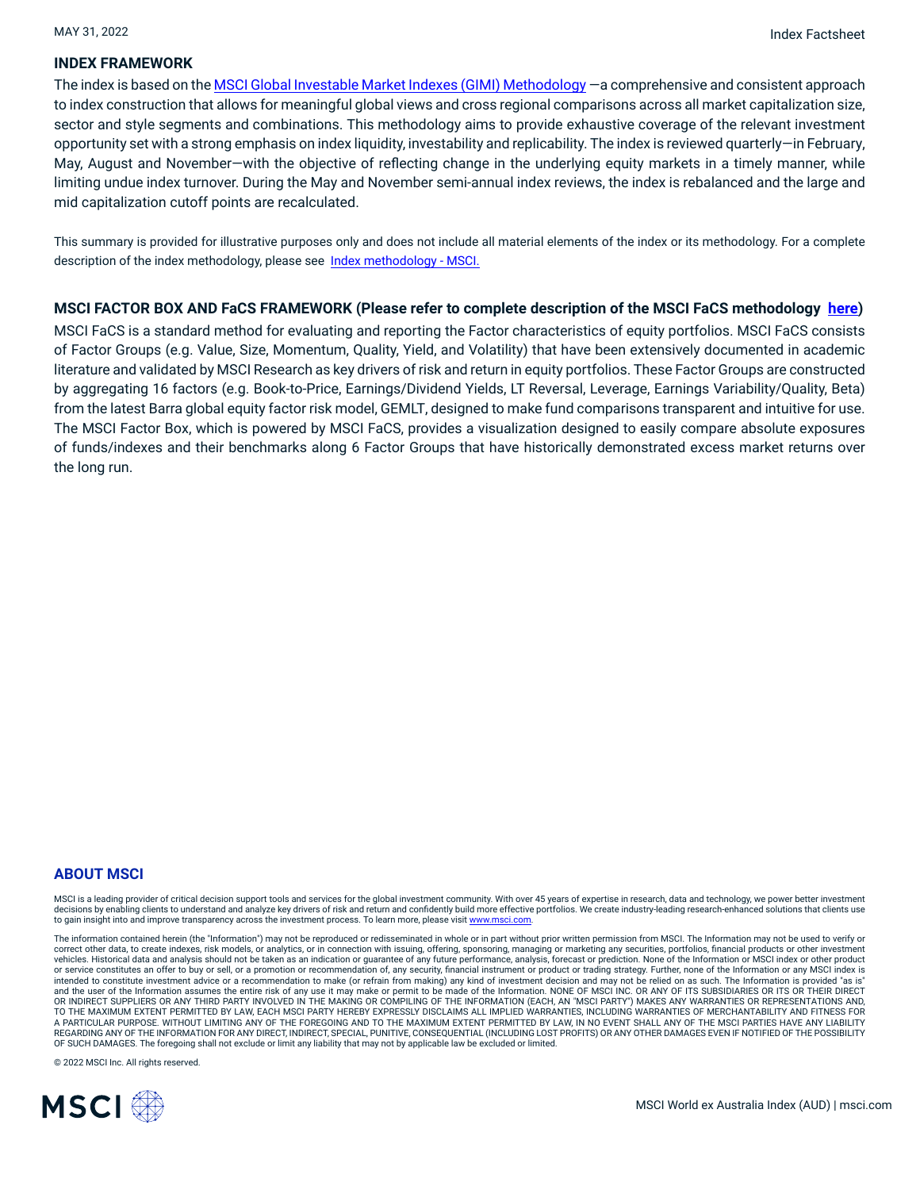## INDEX FRAMEWORK

The index is based on the [MSCI Global Investable Market Indexes (GIMI) Methodology](#) —a comprehensive and consistent approach to index construction that allows for meaningful global views and cross regional comparisons across all market capitalization size, sector and style segments and combinations. This methodology aims to provide exhaustive coverage of the relevant investment opportunity set with a strong emphasis on index liquidity, investability and replicability. The index is reviewed quarterly—in February, May, August and November—with the objective of reflecting change in the underlying equity markets in a timely manner, while limiting undue index turnover. During the May and November semi-annual index reviews, the index is rebalanced and the large and mid capitalization cutoff points are recalculated.

This summary is provided for illustrative purposes only and does not include all material elements of the index or its methodology. For a complete description of the index methodology, please see [Index methodology - MSCI.](#)

## MSCI FACTOR BOX AND FaCS FRAMEWORK (Please refer to complete description of the MSCI FaCS methodology [here](#))

MSCI FaCS is a standard method for evaluating and reporting the Factor characteristics of equity portfolios. MSCI FaCS consists of Factor Groups (e.g. Value, Size, Momentum, Quality, Yield, and Volatility) that have been extensively documented in academic literature and validated by MSCI Research as key drivers of risk and return in equity portfolios. These Factor Groups are constructed by aggregating 16 factors (e.g. Book-to-Price, Earnings/Dividend Yields, LT Reversal, Leverage, Earnings Variability/Quality, Beta) from the latest Barra global equity factor risk model, GEMLT, designed to make fund comparisons transparent and intuitive for use. The MSCI Factor Box, which is powered by MSCI FaCS, provides a visualization designed to easily compare absolute exposures of funds/indexes and their benchmarks along 6 Factor Groups that have historically demonstrated excess market returns over the long run.

## ABOUT MSCI

MSCI is a leading provider of critical decision support tools and services for the global investment community. With over 45 years of expertise in research, data and technology, we power better investment decisions by enabling clients to understand and analyze key drivers of risk and return and confidently build more effective portfolios. We create industry-leading research-enhanced solutions that clients use to gain insight into and improve transparency across the investment process. To learn more, please visit [www.msci.com](http://www.msci.com).

The information contained herein (the "Information") may not be reproduced or redisseminated in whole or in part without prior written permission from MSCI. The Information may not be used to verify or correct other data, to create indexes, risk models, or analytics, or in connection with issuing, offering, sponsoring, managing or marketing any securities, portfolios, financial products or other investment vehicles. Historical data and analysis should not be taken as an indication or guarantee of any future performance, analysis, forecast or prediction. None of the Information or MSCI index or other product or service constitutes an offer to buy or sell, or a promotion or recommendation of, any security, financial instrument or product or trading strategy. Further, none of the Information or any MSCI index is intended to constitute investment advice or a recommendation to make (or refrain from making) any kind of investment decision and may not be relied on as such. The Information is provided "as is" and the user of the Information assumes the entire risk of any use it may make or permit to be made of the Information. NONE OF MSCI INC. OR ANY OF ITS SUBSIDIARIES OR ITS OR THEIR DIRECT OR INDIRECT SUPPLIERS OR ANY THIRD PARTY INVOLVED IN THE MAKING OR COMPILING OF THE INFORMATION (EACH, AN "MSCI PARTY") MAKES ANY WARRANTIES OR REPRESENTATIONS AND, TO THE MAXIMUM EXTENT PERMITTED BY LAW, EACH MSCI PARTY HEREBY EXPRESSLY DISCLAIMS ALL IMPLIED WARRANTIES, INCLUDING WARRANTIES OF MERCHANTABILITY AND FITNESS FOR A PARTICULAR PURPOSE. WITHOUT LIMITING ANY OF THE FOREGOING AND TO THE MAXIMUM EXTENT PERMITTED BY LAW, IN NO EVENT SHALL ANY OF THE MSCI PARTIES HAVE ANY LIABILITY REGARDING ANY OF THE INFORMATION FOR ANY DIRECT, INDIRECT, SPECIAL, PUNITIVE, CONSEQUENTIAL (INCLUDING LOST PROFITS) OR ANY OTHER DAMAGES EVEN IF NOTIFIED OF THE POSSIBILITY OF SUCH DAMAGES. The foregoing shall not exclude or limit any liability that may not by applicable law be excluded or limited.

© 2022 MSCI Inc. All rights reserved.